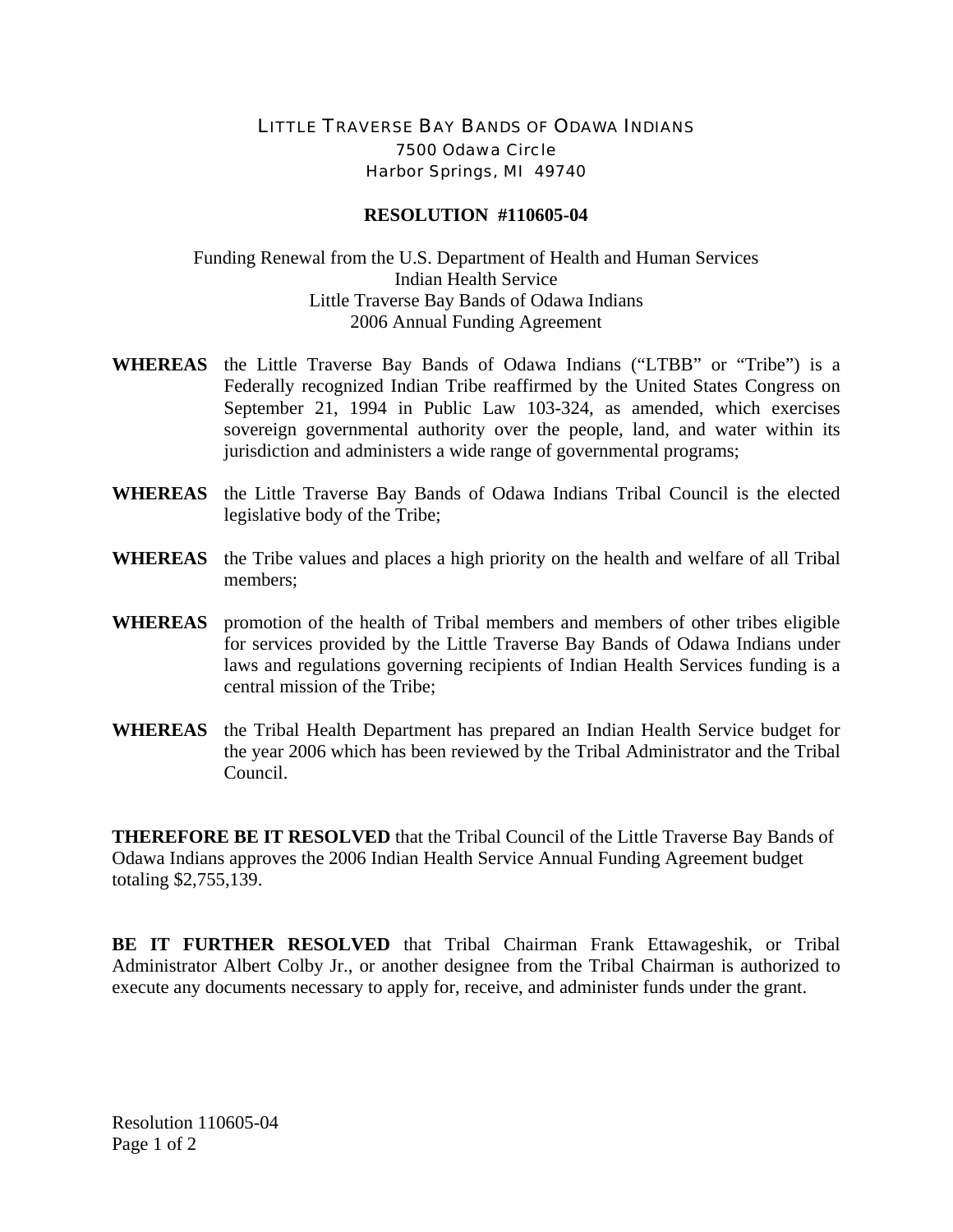# LITTLE TRAVERSE BAY BANDS OF ODAWA INDIANS

7500 Odawa Circle
Harbor Springs, MI 49740

## RESOLUTION #110605-04

Funding Renewal from the U.S. Department of Health and Human Services
Indian Health Service
Little Traverse Bay Bands of Odawa Indians
2006 Annual Funding Agreement

**WHEREAS** the Little Traverse Bay Bands of Odawa Indians ("LTBB" or "Tribe") is a Federally recognized Indian Tribe reaffirmed by the United States Congress on September 21, 1994 in Public Law 103-324, as amended, which exercises sovereign governmental authority over the people, land, and water within its jurisdiction and administers a wide range of governmental programs;

**WHEREAS** the Little Traverse Bay Bands of Odawa Indians Tribal Council is the elected legislative body of the Tribe;

**WHEREAS** the Tribe values and places a high priority on the health and welfare of all Tribal members;

**WHEREAS** promotion of the health of Tribal members and members of other tribes eligible for services provided by the Little Traverse Bay Bands of Odawa Indians under laws and regulations governing recipients of Indian Health Services funding is a central mission of the Tribe;

**WHEREAS** the Tribal Health Department has prepared an Indian Health Service budget for the year 2006 which has been reviewed by the Tribal Administrator and the Tribal Council.

**THEREFORE BE IT RESOLVED** that the Tribal Council of the Little Traverse Bay Bands of Odawa Indians approves the 2006 Indian Health Service Annual Funding Agreement budget totaling $2,755,139.

**BE IT FURTHER RESOLVED** that Tribal Chairman Frank Ettawageshik, or Tribal Administrator Albert Colby Jr., or another designee from the Tribal Chairman is authorized to execute any documents necessary to apply for, receive, and administer funds under the grant.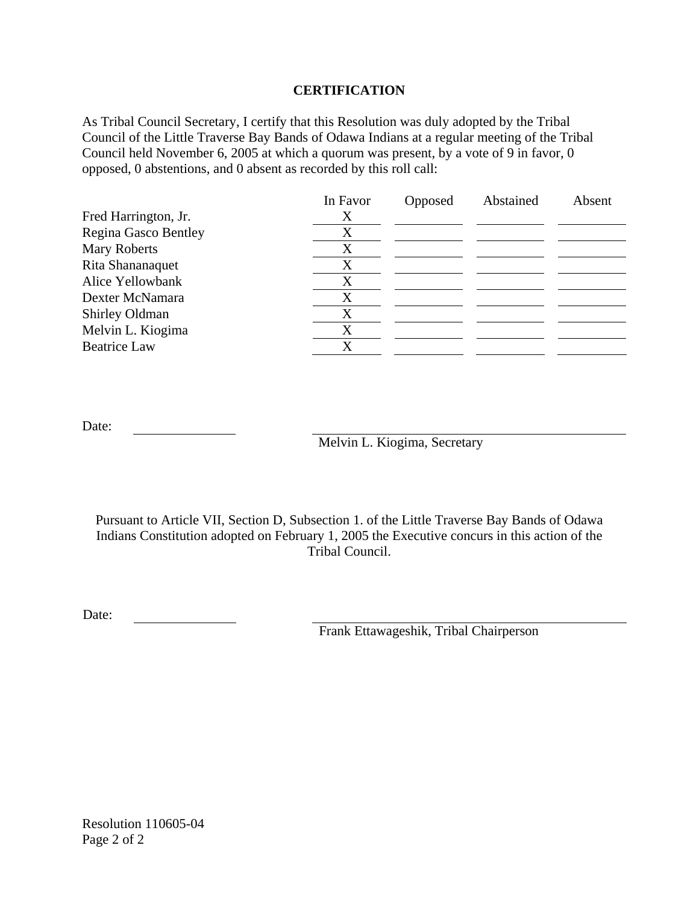## CERTIFICATION

As Tribal Council Secretary, I certify that this Resolution was duly adopted by the Tribal Council of the Little Traverse Bay Bands of Odawa Indians at a regular meeting of the Tribal Council held November 6, 2005 at which a quorum was present, by a vote of 9 in favor, 0 opposed, 0 abstentions, and 0 absent as recorded by this roll call:

| | In Favor | Opposed | Abstained | Absent |
|---|---|---|---|---|
| Fred Harrington, Jr. | X | | | |
| Regina Gasco Bentley | X | | | |
| Mary Roberts | X | | | |
| Rita Shananaquet | X | | | |
| Alice Yellowbank | X | | | |
| Dexter McNamara | X | | | |
| Shirley Oldman | X | | | |
| Melvin L. Kiogima | X | | | |
| Beatrice Law | X | | | |

Date: ______________

______________________________
Melvin L. Kiogima, Secretary

Pursuant to Article VII, Section D, Subsection 1. of the Little Traverse Bay Bands of Odawa Indians Constitution adopted on February 1, 2005 the Executive concurs in this action of the Tribal Council.

Date: ______________

______________________________
Frank Ettawageshik, Tribal Chairperson

Resolution 110605-04